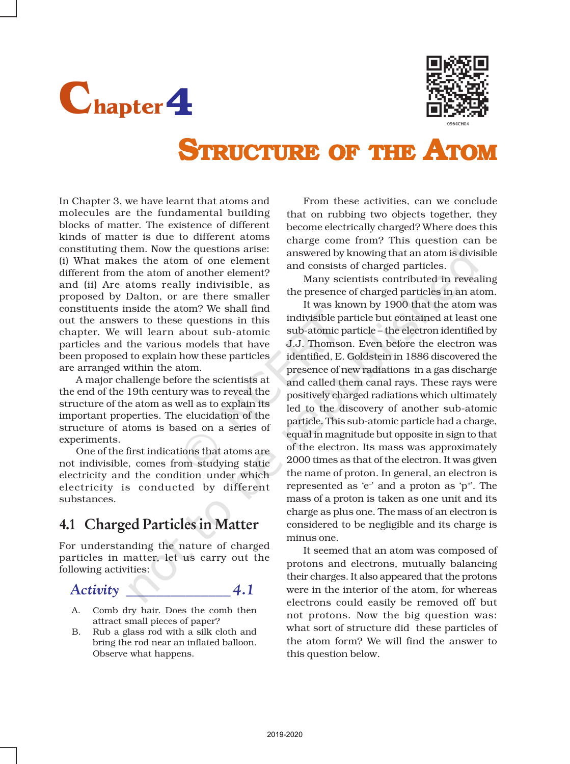# Chapter 4

# STRUCTURE OF THE ATOM

In Chapter 3, we have learnt that atoms and molecules are the fundamental building blocks of matter. The existence of different kinds of matter is due to different atoms constituting them. Now the questions arise: (i) What makes the atom of one element different from the atom of another element? and (ii) Are atoms really indivisible, as proposed by Dalton, or are there smaller constituents inside the atom? We shall find out the answers to these questions in this chapter. We will learn about sub-atomic particles and the various models that have been proposed to explain how these particles are arranged within the atom.

A major challenge before the scientists at the end of the 19th century was to reveal the structure of the atom as well as to explain its important properties. The elucidation of the structure of atoms is based on a series of experiments.

One of the first indications that atoms are not indivisible, comes from studying static electricity and the condition under which electricity is conducted by different substances.

## 4.1 Charged Particles in Matter

For understanding the nature of charged particles in matter, let us carry out the following activities:

### *Activity* 4.1

A. Comb dry hair. Does the comb then attract small pieces of paper?

B. Rub a glass rod with a silk cloth and bring the rod near an inflated balloon. Observe what happens.

From these activities, can we conclude that on rubbing two objects together, they become electrically charged? Where does this charge come from? This question can be answered by knowing that an atom is divisible and consists of charged particles.

Many scientists contributed in revealing the presence of charged particles in an atom.

It was known by 1900 that the atom was indivisible particle but contained at least one sub-atomic particle – the electron identified by J.J. Thomson. Even before the electron was identified, E. Goldstein in 1886 discovered the presence of new radiations in a gas discharge and called them canal rays. These rays were positively charged radiations which ultimately led to the discovery of another sub-atomic particle. This sub-atomic particle had a charge, equal in magnitude but opposite in sign to that of the electron. Its mass was approximately 2000 times as that of the electron. It was given the name of proton. In general, an electron is represented as '$e^-$' and a proton as '$p^+$'. The mass of a proton is taken as one unit and its charge as plus one. The mass of an electron is considered to be negligible and its charge is minus one.

It seemed that an atom was composed of protons and electrons, mutually balancing their charges. It also appeared that the protons were in the interior of the atom, for whereas electrons could easily be removed off but not protons. Now the big question was: what sort of structure did these particles of the atom form? We will find the answer to this question below.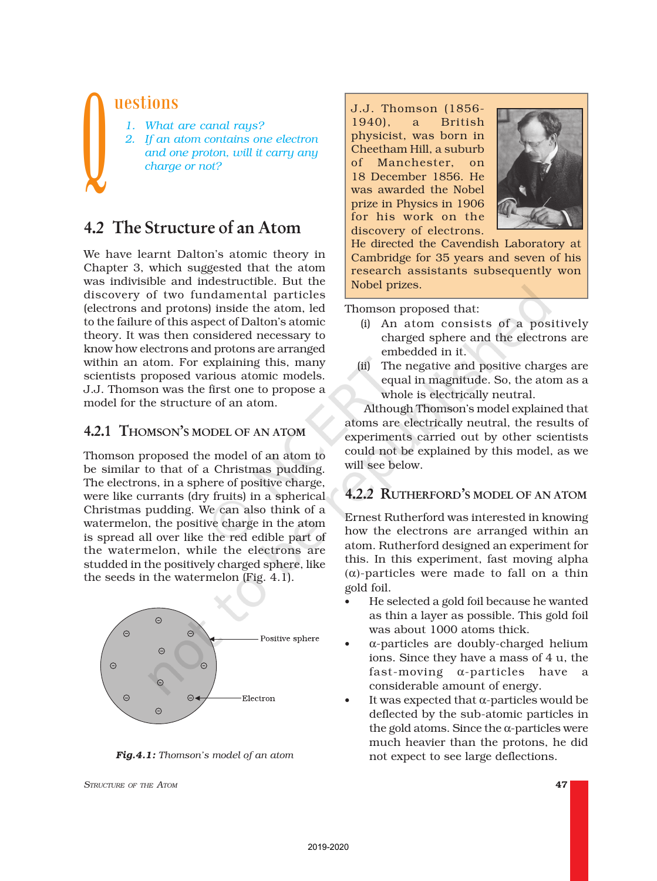## Questions

1. *What are canal rays?*
2. *If an atom contains one electron and one proton, will it carry any charge or not?*

## 4.2 The Structure of an Atom

We have learnt Dalton's atomic theory in Chapter 3, which suggested that the atom was indivisible and indestructible. But the discovery of two fundamental particles (electrons and protons) inside the atom, led to the failure of this aspect of Dalton's atomic theory. It was then considered necessary to know how electrons and protons are arranged within an atom. For explaining this, many scientists proposed various atomic models. J.J. Thomson was the first one to propose a model for the structure of an atom.

### 4.2.1 Thomson's model of an atom

Thomson proposed the model of an atom to be similar to that of a Christmas pudding. The electrons, in a sphere of positive charge, were like currants (dry fruits) in a spherical Christmas pudding. We can also think of a watermelon, the positive charge in the atom is spread all over like the red edible part of the watermelon, while the electrons are studded in the positively charged sphere, like the seeds in the watermelon (Fig. 4.1).

Positive sphere

Electron

***Fig.4.1:** Thomson's model of an atom*

J.J. Thomson (1856-1940), a British physicist, was born in Cheetham Hill, a suburb of Manchester, on 18 December 1856. He was awarded the Nobel prize in Physics in 1906 for his work on the discovery of electrons. He directed the Cavendish Laboratory at Cambridge for 35 years and seven of his research assistants subsequently won Nobel prizes.

Thomson proposed that:

(i) An atom consists of a positively charged sphere and the electrons are embedded in it.

(ii) The negative and positive charges are equal in magnitude. So, the atom as a whole is electrically neutral.

Although Thomson's model explained that atoms are electrically neutral, the results of experiments carried out by other scientists could not be explained by this model, as we will see below.

### 4.2.2 Rutherford's model of an atom

Ernest Rutherford was interested in knowing how the electrons are arranged within an atom. Rutherford designed an experiment for this. In this experiment, fast moving alpha ($\alpha$)-particles were made to fall on a thin gold foil.

- He selected a gold foil because he wanted as thin a layer as possible. This gold foil was about 1000 atoms thick.
- $\alpha$-particles are doubly-charged helium ions. Since they have a mass of 4 u, the fast-moving $\alpha$-particles have a considerable amount of energy.
- It was expected that $\alpha$-particles would be deflected by the sub-atomic particles in the gold atoms. Since the $\alpha$-particles were much heavier than the protons, he did not expect to see large deflections.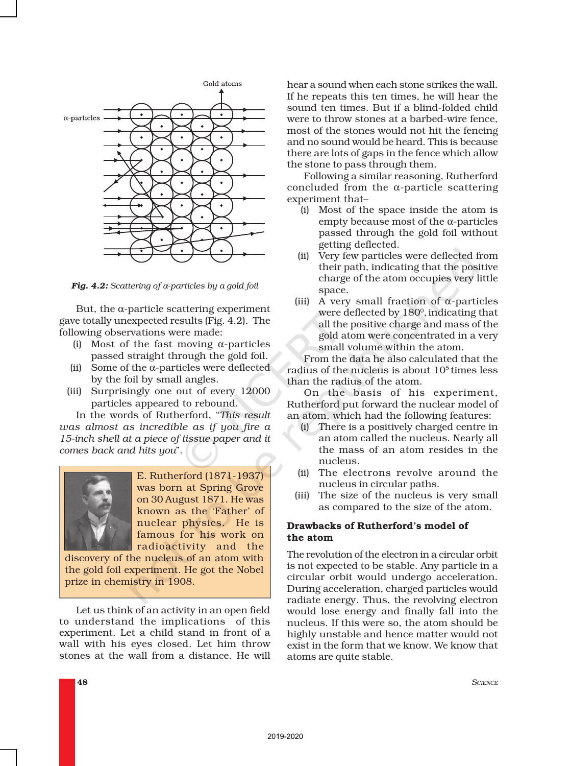*Fig. 4.2: Scattering of α-particles by a gold foil*

But, the α-particle scattering experiment gave totally unexpected results (Fig. 4.2). The following observations were made:

(i) Most of the fast moving α-particles passed straight through the gold foil.

(ii) Some of the α-particles were deflected by the foil by small angles.

(iii) Surprisingly one out of every 12000 particles appeared to rebound.

In the words of Rutherford, "*This result was almost as incredible as if you fire a 15-inch shell at a piece of tissue paper and it comes back and hits you*".

E. Rutherford (1871-1937) was born at Spring Grove on 30 August 1871. He was known as the 'Father' of nuclear physics. He is famous for his work on radioactivity and the discovery of the nucleus of an atom with the gold foil experiment. He got the Nobel prize in chemistry in 1908.

Let us think of an activity in an open field to understand the implications of this experiment. Let a child stand in front of a wall with his eyes closed. Let him throw stones at the wall from a distance. He will hear a sound when each stone strikes the wall. If he repeats this ten times, he will hear the sound ten times. But if a blind-folded child were to throw stones at a barbed-wire fence, most of the stones would not hit the fencing and no sound would be heard. This is because there are lots of gaps in the fence which allow the stone to pass through them.

Following a similar reasoning, Rutherford concluded from the α-particle scattering experiment that–

(i) Most of the space inside the atom is empty because most of the α-particles passed through the gold foil without getting deflected.

(ii) Very few particles were deflected from their path, indicating that the positive charge of the atom occupies very little space.

(iii) A very small fraction of α-particles were deflected by $180^0$, indicating that all the positive charge and mass of the gold atom were concentrated in a very small volume within the atom.

From the data he also calculated that the radius of the nucleus is about $10^5$ times less than the radius of the atom.

On the basis of his experiment, Rutherford put forward the nuclear model of an atom, which had the following features:

(i) There is a positively charged centre in an atom called the nucleus. Nearly all the mass of an atom resides in the nucleus.

(ii) The electrons revolve around the nucleus in circular paths.

(iii) The size of the nucleus is very small as compared to the size of the atom.

### Drawbacks of Rutherford's model of the atom

The revolution of the electron in a circular orbit is not expected to be stable. Any particle in a circular orbit would undergo acceleration. During acceleration, charged particles would radiate energy. Thus, the revolving electron would lose energy and finally fall into the nucleus. If this were so, the atom should be highly unstable and hence matter would not exist in the form that we know. We know that atoms are quite stable.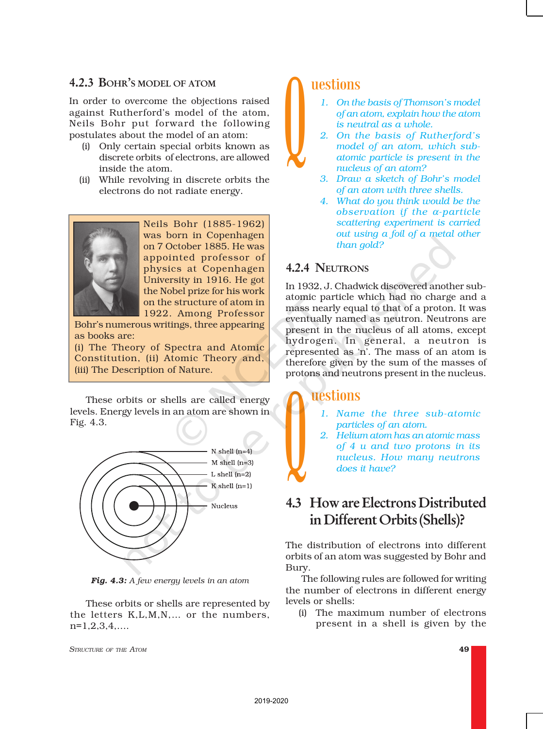### 4.2.3 Bohr's Model of Atom

In order to overcome the objections raised against Rutherford's model of the atom, Neils Bohr put forward the following postulates about the model of an atom:

(i) Only certain special orbits known as discrete orbits of electrons, are allowed inside the atom.

(ii) While revolving in discrete orbits the electrons do not radiate energy.

> Neils Bohr (1885-1962) was born in Copenhagen on 7 October 1885. He was appointed professor of physics at Copenhagen University in 1916. He got the Nobel prize for his work on the structure of atom in 1922. Among Professor Bohr's numerous writings, three appearing as books are:
> (i) The Theory of Spectra and Atomic Constitution, (ii) Atomic Theory and, (iii) The Description of Nature.

These orbits or shells are called energy levels. Energy levels in an atom are shown in Fig. 4.3.

N shell (n=4)
M shell (n=3)
L shell (n=2)
K shell (n=1)
Nucleus

***Fig. 4.3:*** *A few energy levels in an atom*

These orbits or shells are represented by the letters K,L,M,N,… or the numbers, n=1,2,3,4,….

## Questions

1. *On the basis of Thomson's model of an atom, explain how the atom is neutral as a whole.*
2. *On the basis of Rutherford's model of an atom, which sub-atomic particle is present in the nucleus of an atom?*
3. *Draw a sketch of Bohr's model of an atom with three shells.*
4. *What do you think would be the observation if the α-particle scattering experiment is carried out using a foil of a metal other than gold?*

### 4.2.4 Neutrons

In 1932, J. Chadwick discovered another sub-atomic particle which had no charge and a mass nearly equal to that of a proton. It was eventually named as neutron. Neutrons are present in the nucleus of all atoms, except hydrogen. In general, a neutron is represented as 'n'. The mass of an atom is therefore given by the sum of the masses of protons and neutrons present in the nucleus.

## Questions

1. *Name the three sub-atomic particles of an atom.*
2. *Helium atom has an atomic mass of 4 u and two protons in its nucleus. How many neutrons does it have?*

## 4.3 How are Electrons Distributed in Different Orbits (Shells)?

The distribution of electrons into different orbits of an atom was suggested by Bohr and Bury.

The following rules are followed for writing the number of electrons in different energy levels or shells:

(i) The maximum number of electrons present in a shell is given by the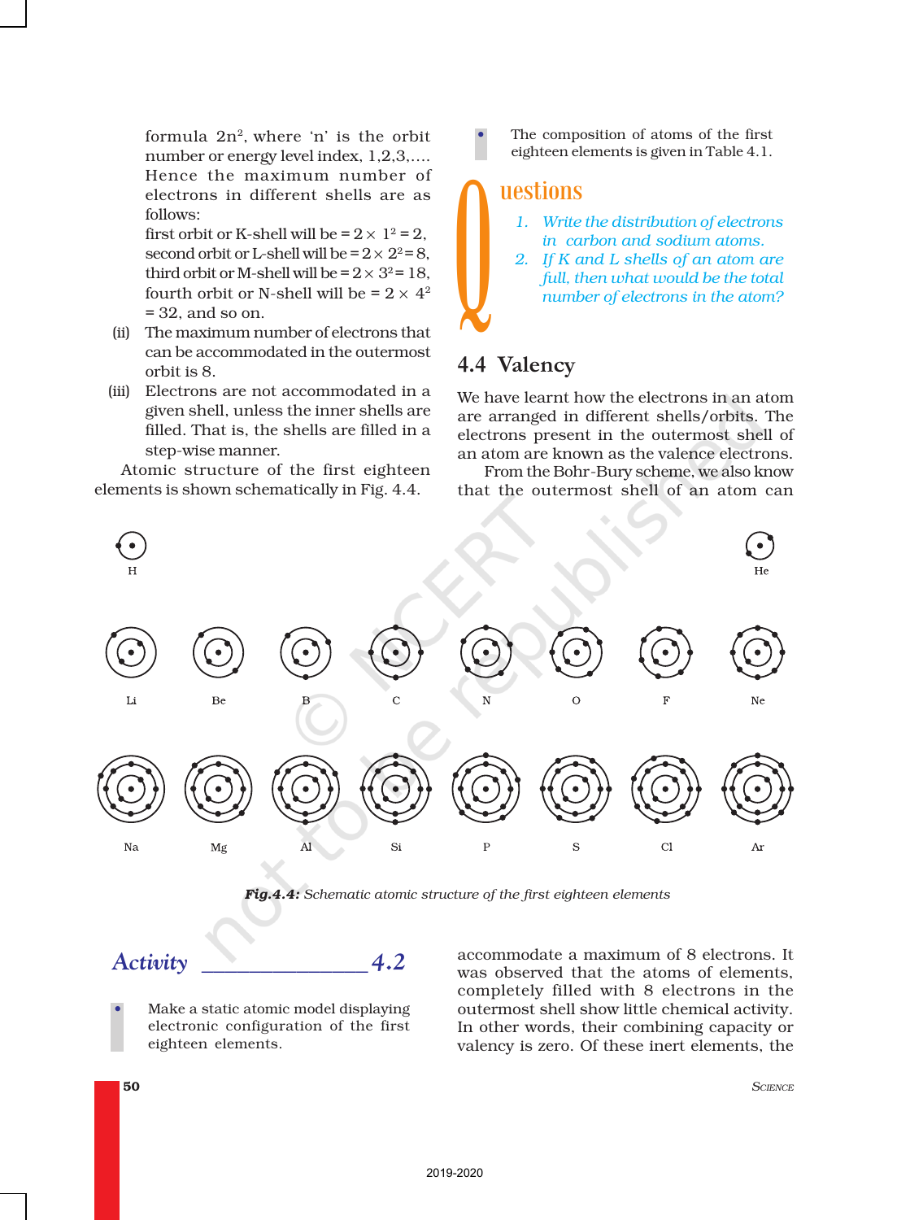formula $2n^2$, where 'n' is the orbit number or energy level index, 1,2,3,.... Hence the maximum number of electrons in different shells are as follows:

first orbit or K-shell will be = $2 \times 1^2 = 2$,
second orbit or L-shell will be = $2 \times 2^2 = 8$,
third orbit or M-shell will be = $2 \times 3^2 = 18$,
fourth orbit or N-shell will be = $2 \times 4^2 = 32$, and so on.

(ii) The maximum number of electrons that can be accommodated in the outermost orbit is 8.

(iii) Electrons are not accommodated in a given shell, unless the inner shells are filled. That is, the shells are filled in a step-wise manner.

Atomic structure of the first eighteen elements is shown schematically in Fig. 4.4.

- The composition of atoms of the first eighteen elements is given in Table 4.1.

## Questions

1. *Write the distribution of electrons in carbon and sodium atoms.*
2. *If K and L shells of an atom are full, then what would be the total number of electrons in the atom?*

## 4.4 Valency

We have learnt how the electrons in an atom are arranged in different shells/orbits. The electrons present in the outermost shell of an atom are known as the valence electrons.

From the Bohr-Bury scheme, we also know that the outermost shell of an atom can accommodate a maximum of 8 electrons. It was observed that the atoms of elements, completely filled with 8 electrons in the outermost shell show little chemical activity. In other words, their combining capacity or valency is zero. Of these inert elements, the

H He

Li Be B C N O F Ne

Na Mg Al Si P S Cl Ar

***Fig.4.4:*** *Schematic atomic structure of the first eighteen elements*

## Activity 4.2

- Make a static atomic model displaying electronic configuration of the first eighteen elements.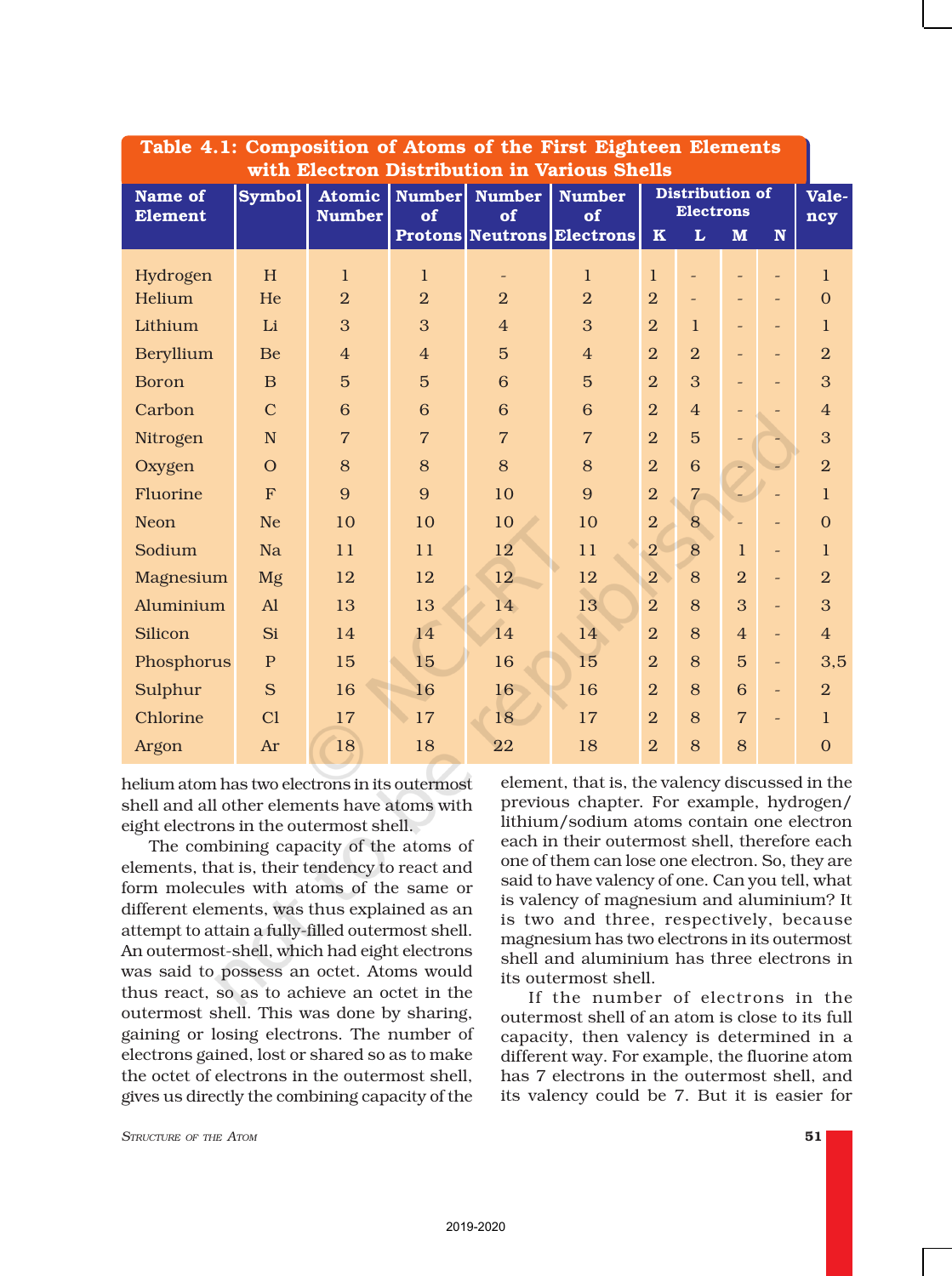**Table 4.1: Composition of Atoms of the First Eighteen Elements with Electron Distribution in Various Shells**

| Name of Element | Symbol | Atomic Number | Number of Protons | Number of Neutrons | Number of Electrons | Distribution of Electrons | | | | Valency |
|---|---|---|---|---|---|---|---|---|---|---|
| | | | | | | K | L | M | N | |
| Hydrogen | H | 1 | 1 | - | 1 | 1 | - | - | - | 1 |
| Helium | He | 2 | 2 | 2 | 2 | 2 | - | - | - | 0 |
| Lithium | Li | 3 | 3 | 4 | 3 | 2 | 1 | - | - | 1 |
| Beryllium | Be | 4 | 4 | 5 | 4 | 2 | 2 | - | - | 2 |
| Boron | B | 5 | 5 | 6 | 5 | 2 | 3 | - | - | 3 |
| Carbon | C | 6 | 6 | 6 | 6 | 2 | 4 | - | - | 4 |
| Nitrogen | N | 7 | 7 | 7 | 7 | 2 | 5 | - | - | 3 |
| Oxygen | O | 8 | 8 | 8 | 8 | 2 | 6 | - | - | 2 |
| Fluorine | F | 9 | 9 | 10 | 9 | 2 | 7 | - | - | 1 |
| Neon | Ne | 10 | 10 | 10 | 10 | 2 | 8 | - | - | 0 |
| Sodium | Na | 11 | 11 | 12 | 11 | 2 | 8 | 1 | - | 1 |
| Magnesium | Mg | 12 | 12 | 12 | 12 | 2 | 8 | 2 | - | 2 |
| Aluminium | Al | 13 | 13 | 14 | 13 | 2 | 8 | 3 | - | 3 |
| Silicon | Si | 14 | 14 | 14 | 14 | 2 | 8 | 4 | - | 4 |
| Phosphorus | P | 15 | 15 | 16 | 15 | 2 | 8 | 5 | - | 3,5 |
| Sulphur | S | 16 | 16 | 16 | 16 | 2 | 8 | 6 | - | 2 |
| Chlorine | Cl | 17 | 17 | 18 | 17 | 2 | 8 | 7 | - | 1 |
| Argon | Ar | 18 | 18 | 22 | 18 | 2 | 8 | 8 | | 0 |

helium atom has two electrons in its outermost shell and all other elements have atoms with eight electrons in the outermost shell.

The combining capacity of the atoms of elements, that is, their tendency to react and form molecules with atoms of the same or different elements, was thus explained as an attempt to attain a fully-filled outermost shell. An outermost-shell, which had eight electrons was said to possess an octet. Atoms would thus react, so as to achieve an octet in the outermost shell. This was done by sharing, gaining or losing electrons. The number of electrons gained, lost or shared so as to make the octet of electrons in the outermost shell, gives us directly the combining capacity of the element, that is, the valency discussed in the previous chapter. For example, hydrogen/ lithium/sodium atoms contain one electron each in their outermost shell, therefore each one of them can lose one electron. So, they are said to have valency of one. Can you tell, what is valency of magnesium and aluminium? It is two and three, respectively, because magnesium has two electrons in its outermost shell and aluminium has three electrons in its outermost shell.

If the number of electrons in the outermost shell of an atom is close to its full capacity, then valency is determined in a different way. For example, the fluorine atom has 7 electrons in the outermost shell, and its valency could be 7. But it is easier for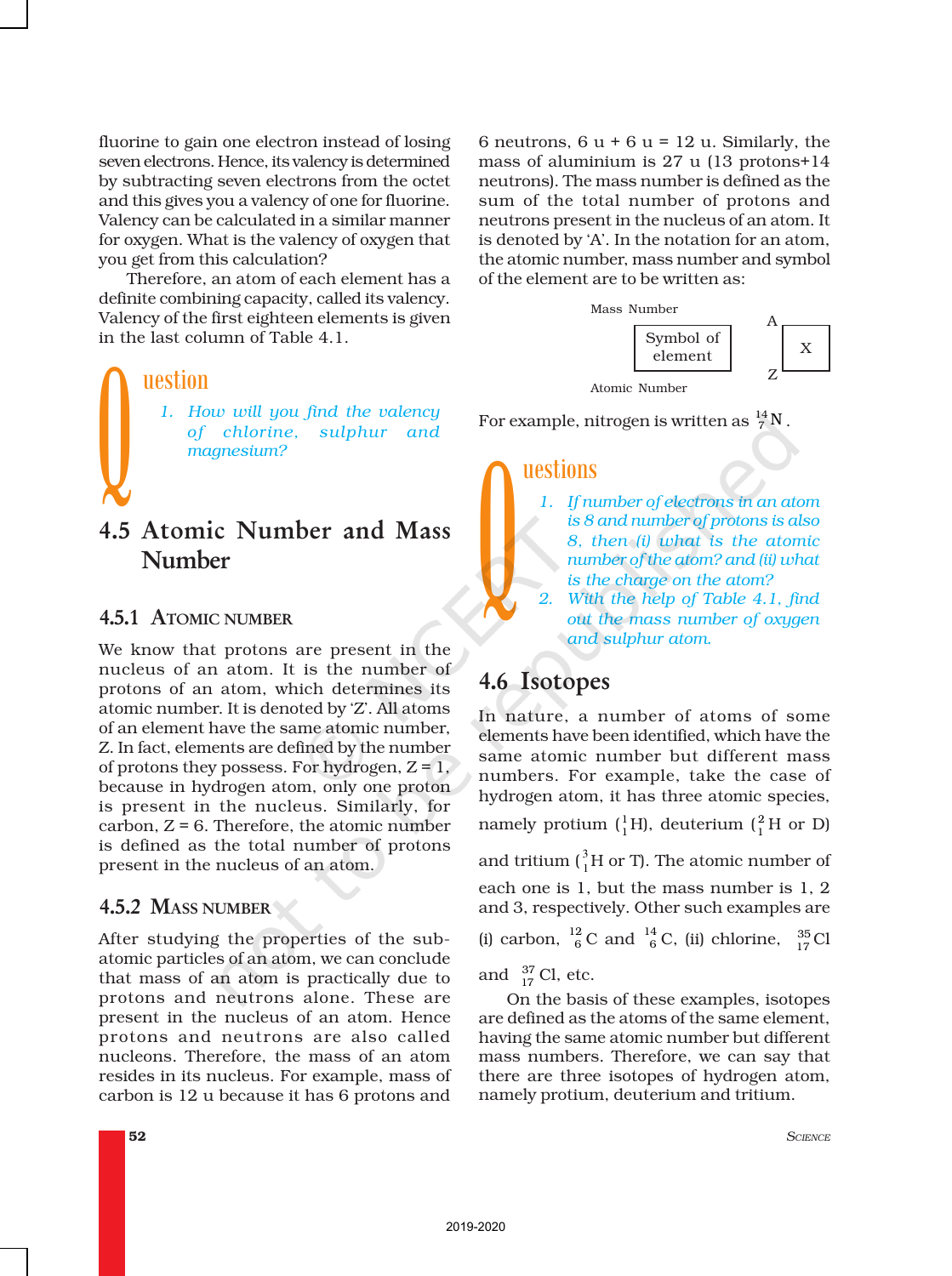fluorine to gain one electron instead of losing seven electrons. Hence, its valency is determined by subtracting seven electrons from the octet and this gives you a valency of one for fluorine. Valency can be calculated in a similar manner for oxygen. What is the valency of oxygen that you get from this calculation?

Therefore, an atom of each element has a definite combining capacity, called its valency. Valency of the first eighteen elements is given in the last column of Table 4.1.

## Question

1. *How will you find the valency of chlorine, sulphur and magnesium?*

## 4.5 Atomic Number and Mass Number

### 4.5.1 Atomic Number

We know that protons are present in the nucleus of an atom. It is the number of protons of an atom, which determines its atomic number. It is denoted by 'Z'. All atoms of an element have the same atomic number, Z. In fact, elements are defined by the number of protons they possess. For hydrogen, Z = 1, because in hydrogen atom, only one proton is present in the nucleus. Similarly, for carbon, Z = 6. Therefore, the atomic number is defined as the total number of protons present in the nucleus of an atom.

### 4.5.2 Mass Number

After studying the properties of the sub-atomic particles of an atom, we can conclude that mass of an atom is practically due to protons and neutrons alone. These are present in the nucleus of an atom. Hence protons and neutrons are also called nucleons. Therefore, the mass of an atom resides in its nucleus. For example, mass of carbon is 12 u because it has 6 protons and 6 neutrons, 6 u + 6 u = 12 u. Similarly, the mass of aluminium is 27 u (13 protons+14 neutrons). The mass number is defined as the sum of the total number of protons and neutrons present in the nucleus of an atom. It is denoted by 'A'. In the notation for an atom, the atomic number, mass number and symbol of the element are to be written as:

$$\text{Mass Number} \quad {}^{A}_{Z}X \quad \text{Atomic Number}$$

(Mass Number written at top left, Atomic Number at bottom left of Symbol of element)

For example, nitrogen is written as ${}^{14}_{7}N$.

## Questions

1. *If number of electrons in an atom is 8 and number of protons is also 8, then (i) what is the atomic number of the atom? and (ii) what is the charge on the atom?*
2. *With the help of Table 4.1, find out the mass number of oxygen and sulphur atom.*

## 4.6 Isotopes

In nature, a number of atoms of some elements have been identified, which have the same atomic number but different mass numbers. For example, take the case of hydrogen atom, it has three atomic species, namely protium (${}^{1}_{1}H$), deuterium (${}^{2}_{1}H$ or D) and tritium (${}^{3}_{1}H$ or T). The atomic number of each one is 1, but the mass number is 1, 2 and 3, respectively. Other such examples are (i) carbon, ${}^{12}_{6}C$ and ${}^{14}_{6}C$, (ii) chlorine, ${}^{35}_{17}Cl$ and ${}^{37}_{17}Cl$, etc.

On the basis of these examples, isotopes are defined as the atoms of the same element, having the same atomic number but different mass numbers. Therefore, we can say that there are three isotopes of hydrogen atom, namely protium, deuterium and tritium.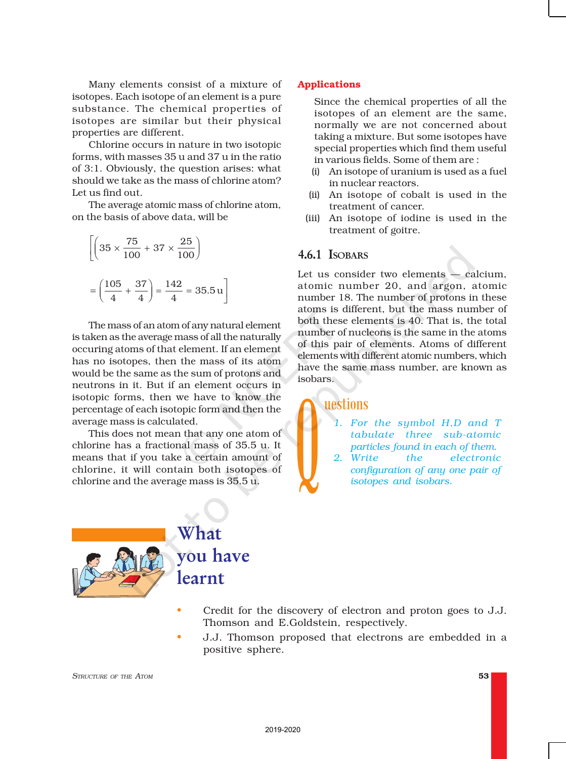Many elements consist of a mixture of isotopes. Each isotope of an element is a pure substance. The chemical properties of isotopes are similar but their physical properties are different.

Chlorine occurs in nature in two isotopic forms, with masses 35 u and 37 u in the ratio of 3:1. Obviously, the question arises: what should we take as the mass of chlorine atom? Let us find out.

The average atomic mass of chlorine atom, on the basis of above data, will be

$$\left[\left(35 \times \frac{75}{100} + 37 \times \frac{25}{100}\right)\right.$$

$$\left. = \left(\frac{105}{4} + \frac{37}{4}\right) = \frac{142}{4} = 35.5\,\text{u}\right]$$

The mass of an atom of any natural element is taken as the average mass of all the naturally occuring atoms of that element. If an element has no isotopes, then the mass of its atom would be the same as the sum of protons and neutrons in it. But if an element occurs in isotopic forms, then we have to know the percentage of each isotopic form and then the average mass is calculated.

This does not mean that any one atom of chlorine has a fractional mass of 35.5 u. It means that if you take a certain amount of chlorine, it will contain both isotopes of chlorine and the average mass is 35.5 u.

**Applications**

Since the chemical properties of all the isotopes of an element are the same, normally we are not concerned about taking a mixture. But some isotopes have special properties which find them useful in various fields. Some of them are :

(i) An isotope of uranium is used as a fuel in nuclear reactors.

(ii) An isotope of cobalt is used in the treatment of cancer.

(iii) An isotope of iodine is used in the treatment of goitre.

### 4.6.1 Isobars

Let us consider two elements — calcium, atomic number 20, and argon, atomic number 18. The number of protons in these atoms is different, but the mass number of both these elements is 40. That is, the total number of nucleons is the same in the atoms of this pair of elements. Atoms of different elements with different atomic numbers, which have the same mass number, are known as isobars.

**Questions**

1. *For the symbol H,D and T tabulate three sub-atomic particles found in each of them.*
2. *Write the electronic configuration of any one pair of isotopes and isobars.*

## What you have learnt

- Credit for the discovery of electron and proton goes to J.J. Thomson and E.Goldstein, respectively.
- J.J. Thomson proposed that electrons are embedded in a positive sphere.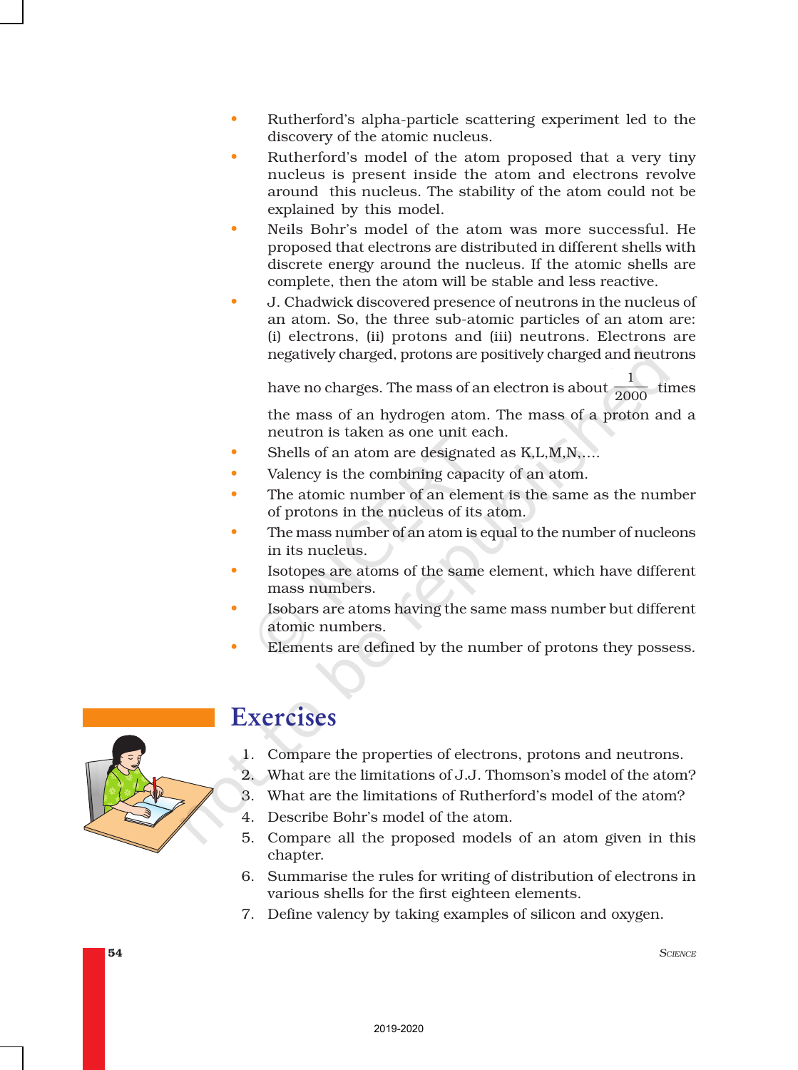- Rutherford's alpha-particle scattering experiment led to the discovery of the atomic nucleus.
- Rutherford's model of the atom proposed that a very tiny nucleus is present inside the atom and electrons revolve around this nucleus. The stability of the atom could not be explained by this model.
- Neils Bohr's model of the atom was more successful. He proposed that electrons are distributed in different shells with discrete energy around the nucleus. If the atomic shells are complete, then the atom will be stable and less reactive.
- J. Chadwick discovered presence of neutrons in the nucleus of an atom. So, the three sub-atomic particles of an atom are: (i) electrons, (ii) protons and (iii) neutrons. Electrons are negatively charged, protons are positively charged and neutrons have no charges. The mass of an electron is about $\frac{1}{2000}$ times the mass of an hydrogen atom. The mass of a proton and a neutron is taken as one unit each.
- Shells of an atom are designated as K,L,M,N,....
- Valency is the combining capacity of an atom.
- The atomic number of an element is the same as the number of protons in the nucleus of its atom.
- The mass number of an atom is equal to the number of nucleons in its nucleus.
- Isotopes are atoms of the same element, which have different mass numbers.
- Isobars are atoms having the same mass number but different atomic numbers.
- Elements are defined by the number of protons they possess.

# Exercises

1. Compare the properties of electrons, protons and neutrons.
2. What are the limitations of J.J. Thomson's model of the atom?
3. What are the limitations of Rutherford's model of the atom?
4. Describe Bohr's model of the atom.
5. Compare all the proposed models of an atom given in this chapter.
6. Summarise the rules for writing of distribution of electrons in various shells for the first eighteen elements.
7. Define valency by taking examples of silicon and oxygen.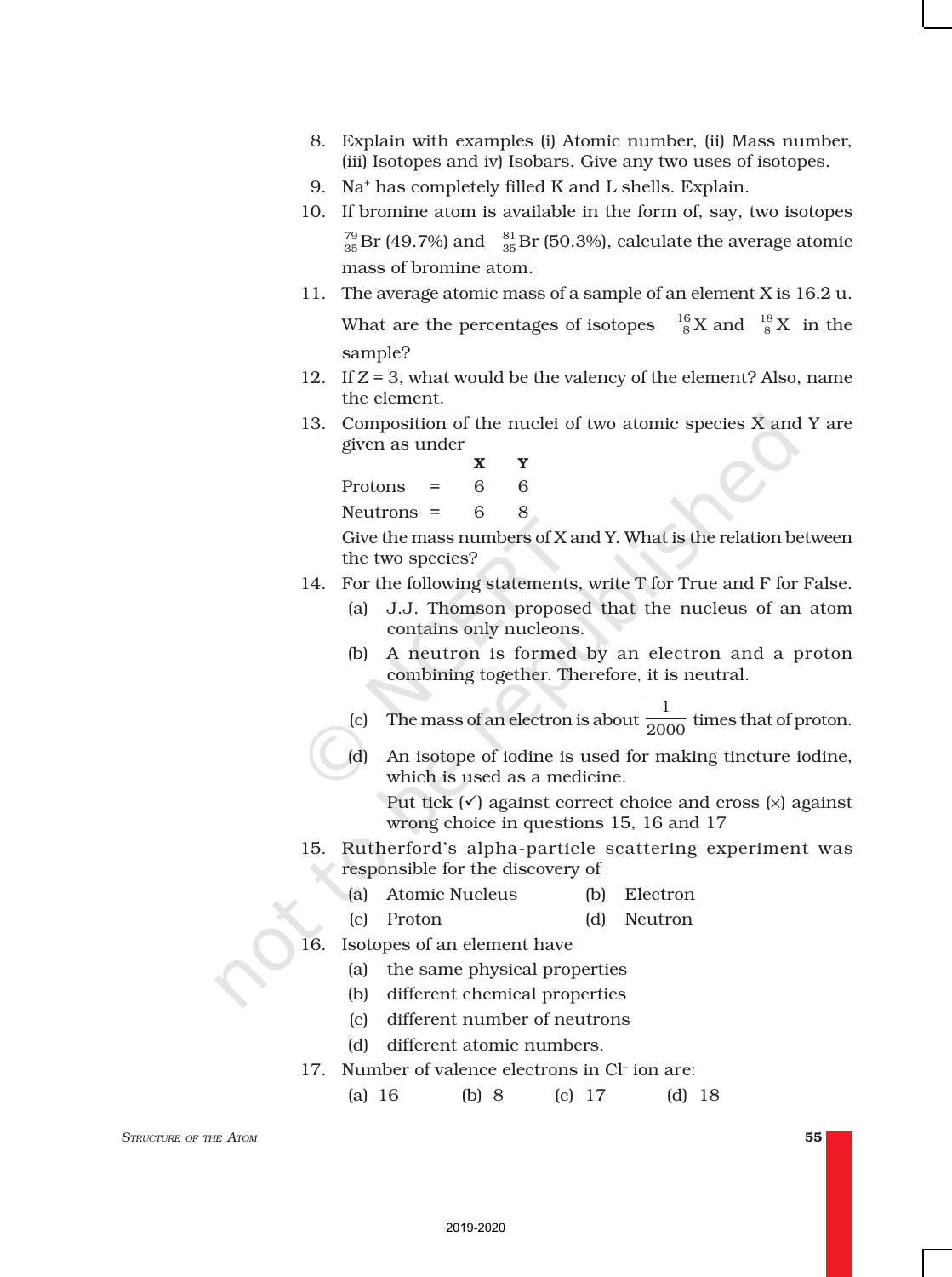8. Explain with examples (i) Atomic number, (ii) Mass number, (iii) Isotopes and iv) Isobars. Give any two uses of isotopes.
9. $Na^+$ has completely filled K and L shells. Explain.
10. If bromine atom is available in the form of, say, two isotopes $^{79}_{35}Br$ (49.7%) and $^{81}_{35}Br$ (50.3%), calculate the average atomic mass of bromine atom.
11. The average atomic mass of a sample of an element X is 16.2 u. What are the percentages of isotopes $^{16}_{8}X$ and $^{18}_{8}X$ in the sample?
12. If Z = 3, what would be the valency of the element? Also, name the element.
13. Composition of the nuclei of two atomic species X and Y are given as under

|  |  | X | Y |
|---|---|---|---|
| Protons | = | 6 | 6 |
| Neutrons | = | 6 | 8 |

    Give the mass numbers of X and Y. What is the relation between the two species?
14. For the following statements, write T for True and F for False.
    (a) J.J. Thomson proposed that the nucleus of an atom contains only nucleons.
    (b) A neutron is formed by an electron and a proton combining together. Therefore, it is neutral.
    (c) The mass of an electron is about $\frac{1}{2000}$ times that of proton.
    (d) An isotope of iodine is used for making tincture iodine, which is used as a medicine.

    Put tick (✓) against correct choice and cross (×) against wrong choice in questions 15, 16 and 17
15. Rutherford's alpha-particle scattering experiment was responsible for the discovery of
    (a) Atomic Nucleus (b) Electron
    (c) Proton (d) Neutron
16. Isotopes of an element have
    (a) the same physical properties
    (b) different chemical properties
    (c) different number of neutrons
    (d) different atomic numbers.
17. Number of valence electrons in $Cl^-$ ion are:
    (a) 16 (b) 8 (c) 17 (d) 18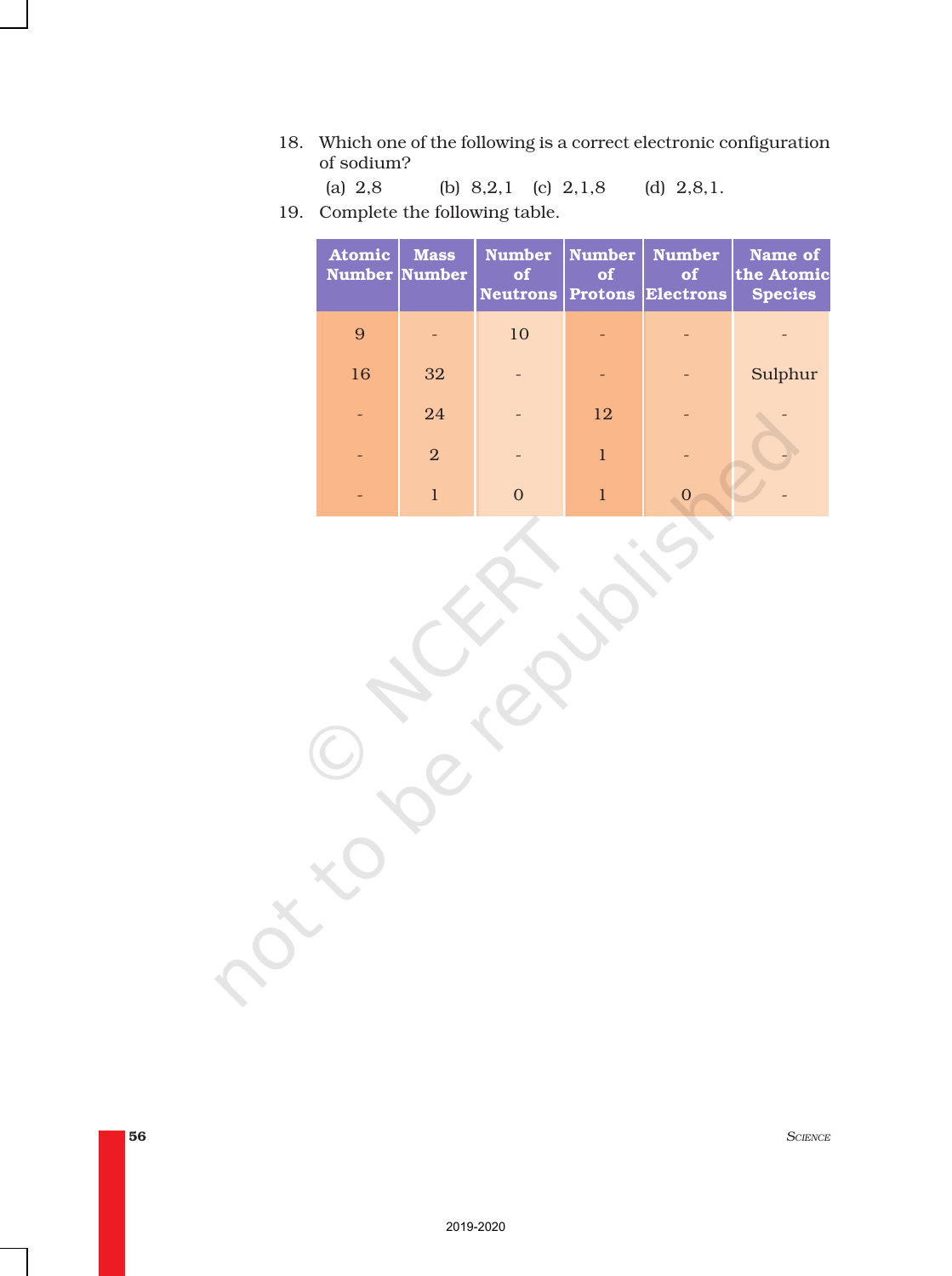18. Which one of the following is a correct electronic configuration of sodium?

 (a) 2,8  (b) 8,2,1  (c) 2,1,8  (d) 2,8,1.

19. Complete the following table.

| Atomic Number | Mass Number | Number of Neutrons | Number of Protons | Number of Electrons | Name of the Atomic Species |
|---|---|---|---|---|---|
| 9 | - | 10 | - | - | - |
| 16 | 32 | - | - | - | Sulphur |
| - | 24 | - | 12 | - | - |
| - | 2 | - | 1 | - | - |
| - | 1 | 0 | 1 | 0 | - |